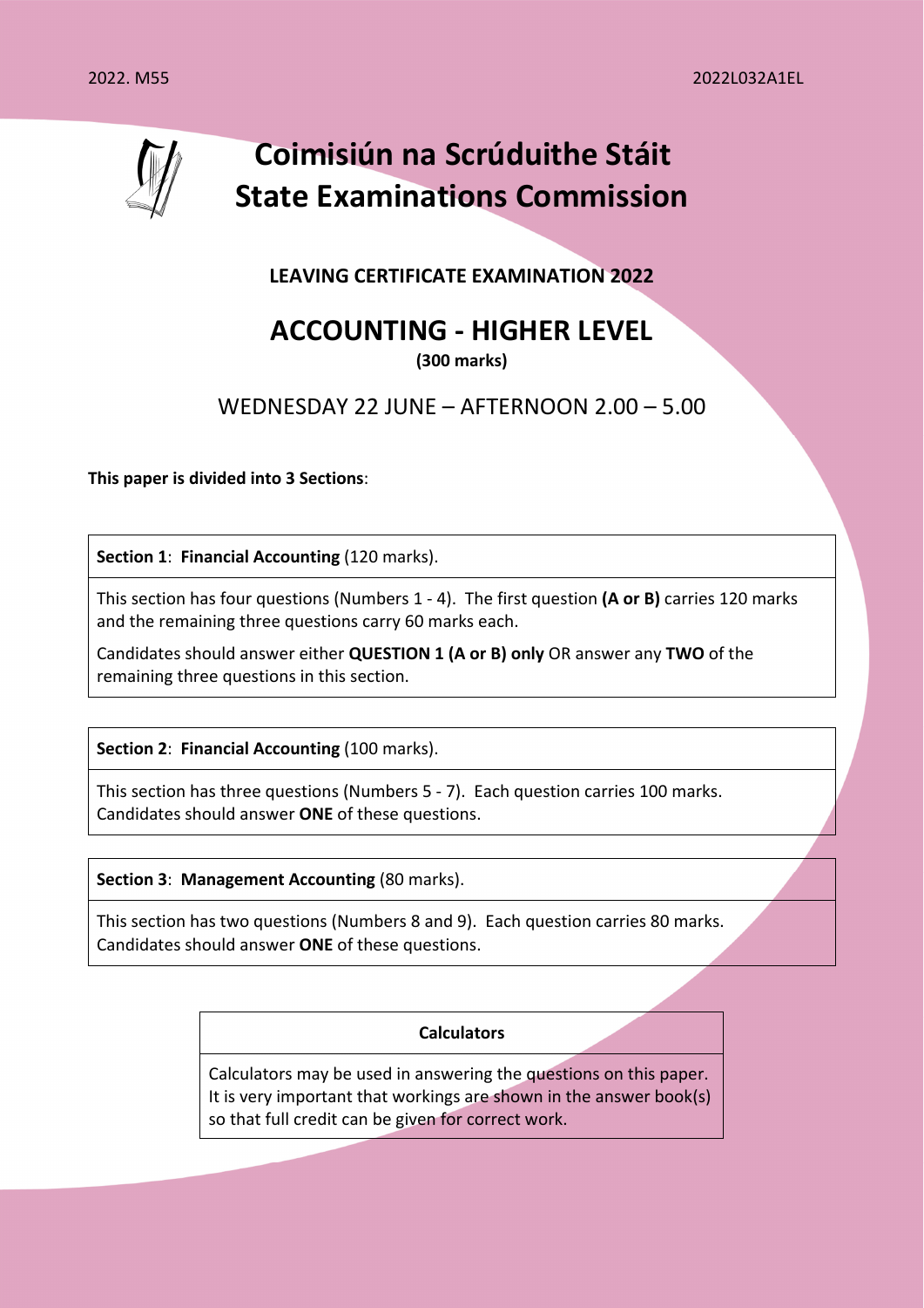2022. M55

2022L032A1EL

# Coimisiún na Scrúduithe Stáit
# State Examinations Commission

**LEAVING CERTIFICATE EXAMINATION 2022**

## ACCOUNTING - HIGHER LEVEL

**(300 marks)**

WEDNESDAY 22 JUNE – AFTERNOON 2.00 – 5.00

**This paper is divided into 3 Sections**:

**Section 1**: **Financial Accounting** (120 marks).

This section has four questions (Numbers 1 - 4). The first question **(A or B)** carries 120 marks and the remaining three questions carry 60 marks each.

Candidates should answer either **QUESTION 1 (A or B) only** OR answer any **TWO** of the remaining three questions in this section.

**Section 2**: **Financial Accounting** (100 marks).

This section has three questions (Numbers 5 - 7). Each question carries 100 marks. Candidates should answer **ONE** of these questions.

**Section 3**: **Management Accounting** (80 marks).

This section has two questions (Numbers 8 and 9). Each question carries 80 marks. Candidates should answer **ONE** of these questions.

**Calculators**

Calculators may be used in answering the questions on this paper. It is very important that workings are shown in the answer book(s) so that full credit can be given for correct work.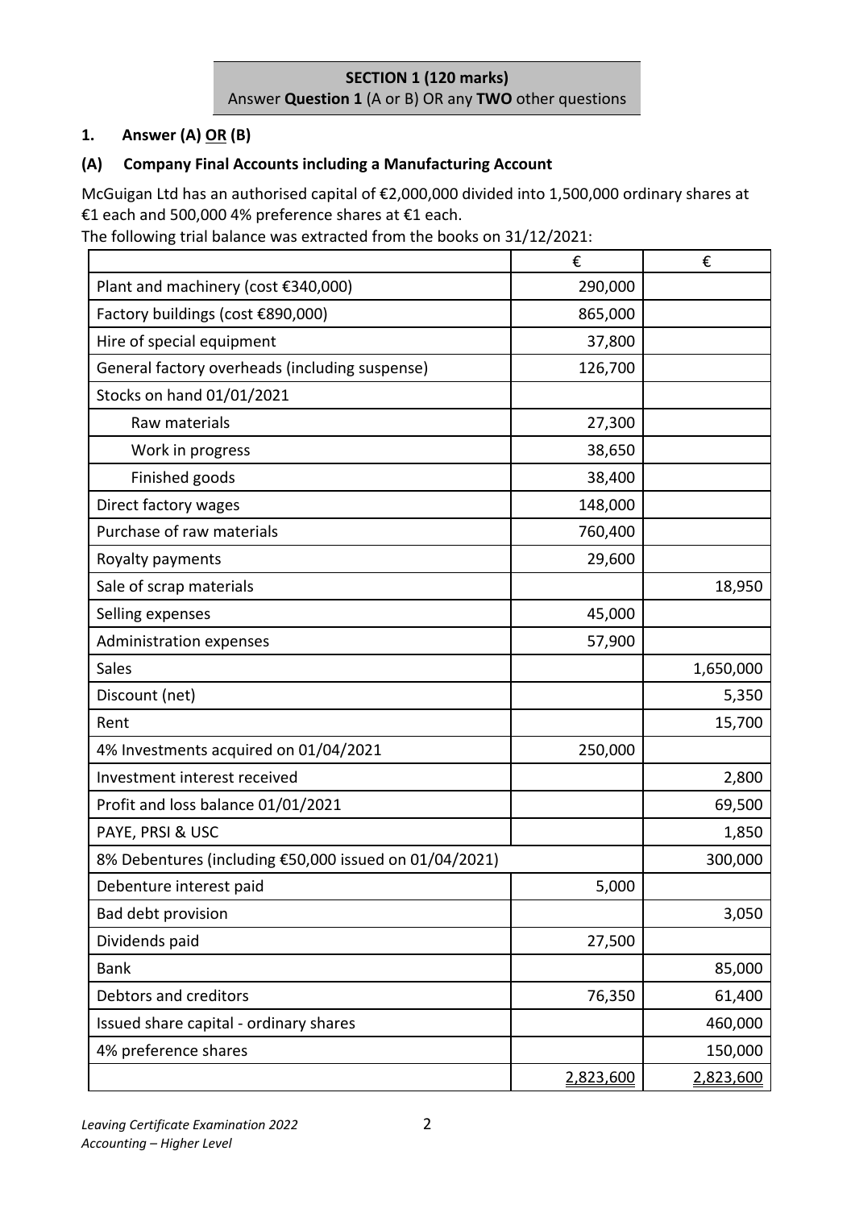**SECTION 1 (120 marks)**
Answer **Question 1** (A or B) OR any **TWO** other questions

**1. Answer (A) OR (B)**

**(A) Company Final Accounts including a Manufacturing Account**

McGuigan Ltd has an authorised capital of €2,000,000 divided into 1,500,000 ordinary shares at €1 each and 500,000 4% preference shares at €1 each.
The following trial balance was extracted from the books on 31/12/2021:

| | € | € |
|---|---:|---:|
| Plant and machinery (cost €340,000) | 290,000 | |
| Factory buildings (cost €890,000) | 865,000 | |
| Hire of special equipment | 37,800 | |
| General factory overheads (including suspense) | 126,700 | |
| Stocks on hand 01/01/2021 | | |
| Raw materials | 27,300 | |
| Work in progress | 38,650 | |
| Finished goods | 38,400 | |
| Direct factory wages | 148,000 | |
| Purchase of raw materials | 760,400 | |
| Royalty payments | 29,600 | |
| Sale of scrap materials | | 18,950 |
| Selling expenses | 45,000 | |
| Administration expenses | 57,900 | |
| Sales | | 1,650,000 |
| Discount (net) | | 5,350 |
| Rent | | 15,700 |
| 4% Investments acquired on 01/04/2021 | 250,000 | |
| Investment interest received | | 2,800 |
| Profit and loss balance 01/01/2021 | | 69,500 |
| PAYE, PRSI & USC | | 1,850 |
| 8% Debentures (including €50,000 issued on 01/04/2021) | | 300,000 |
| Debenture interest paid | 5,000 | |
| Bad debt provision | | 3,050 |
| Dividends paid | 27,500 | |
| Bank | | 85,000 |
| Debtors and creditors | 76,350 | 61,400 |
| Issued share capital - ordinary shares | | 460,000 |
| 4% preference shares | | 150,000 |
| | 2,823,600 | 2,823,600 |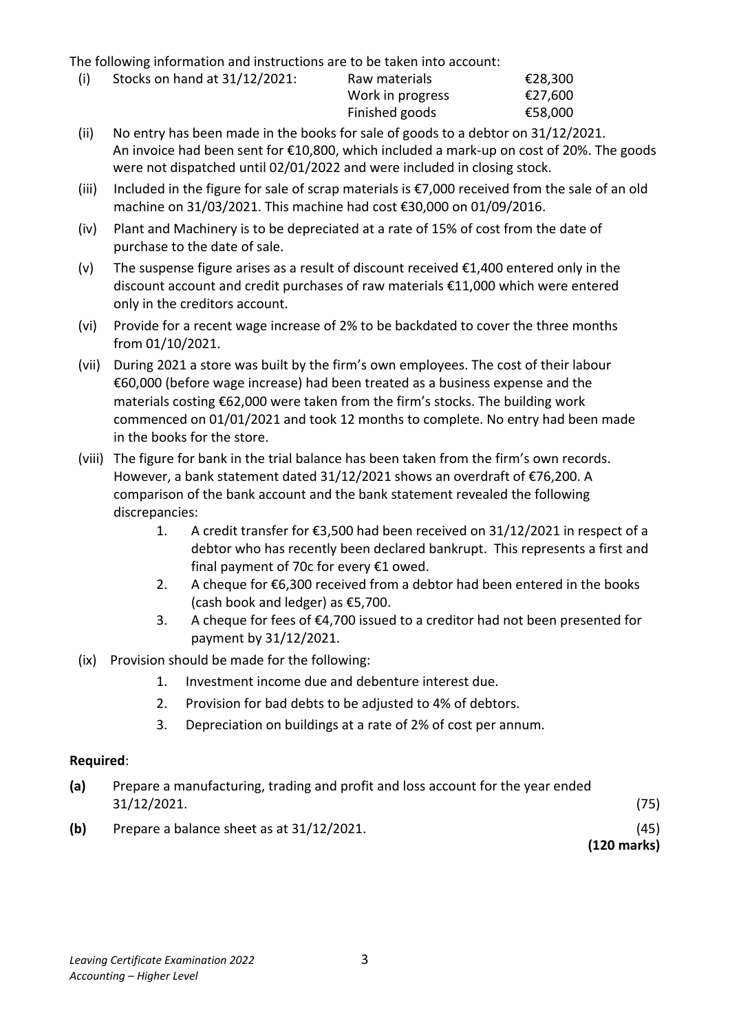The following information and instructions are to be taken into account:

(i) Stocks on hand at 31/12/2021:

| | | |
|---|---|---|
| | Raw materials | €28,300 |
| | Work in progress | €27,600 |
| | Finished goods | €58,000 |

(ii) No entry has been made in the books for sale of goods to a debtor on 31/12/2021. An invoice had been sent for €10,800, which included a mark-up on cost of 20%. The goods were not dispatched until 02/01/2022 and were included in closing stock.

(iii) Included in the figure for sale of scrap materials is €7,000 received from the sale of an old machine on 31/03/2021. This machine had cost €30,000 on 01/09/2016.

(iv) Plant and Machinery is to be depreciated at a rate of 15% of cost from the date of purchase to the date of sale.

(v) The suspense figure arises as a result of discount received €1,400 entered only in the discount account and credit purchases of raw materials €11,000 which were entered only in the creditors account.

(vi) Provide for a recent wage increase of 2% to be backdated to cover the three months from 01/10/2021.

(vii) During 2021 a store was built by the firm's own employees. The cost of their labour €60,000 (before wage increase) had been treated as a business expense and the materials costing €62,000 were taken from the firm's stocks. The building work commenced on 01/01/2021 and took 12 months to complete. No entry had been made in the books for the store.

(viii) The figure for bank in the trial balance has been taken from the firm's own records. However, a bank statement dated 31/12/2021 shows an overdraft of €76,200. A comparison of the bank account and the bank statement revealed the following discrepancies:

1. A credit transfer for €3,500 had been received on 31/12/2021 in respect of a debtor who has recently been declared bankrupt. This represents a first and final payment of 70c for every €1 owed.
2. A cheque for €6,300 received from a debtor had been entered in the books (cash book and ledger) as €5,700.
3. A cheque for fees of €4,700 issued to a creditor had not been presented for payment by 31/12/2021.

(ix) Provision should be made for the following:

1. Investment income due and debenture interest due.
2. Provision for bad debts to be adjusted to 4% of debtors.
3. Depreciation on buildings at a rate of 2% of cost per annum.

**Required**:

**(a)** Prepare a manufacturing, trading and profit and loss account for the year ended 31/12/2021. (75)

**(b)** Prepare a balance sheet as at 31/12/2021. (45)

**(120 marks)**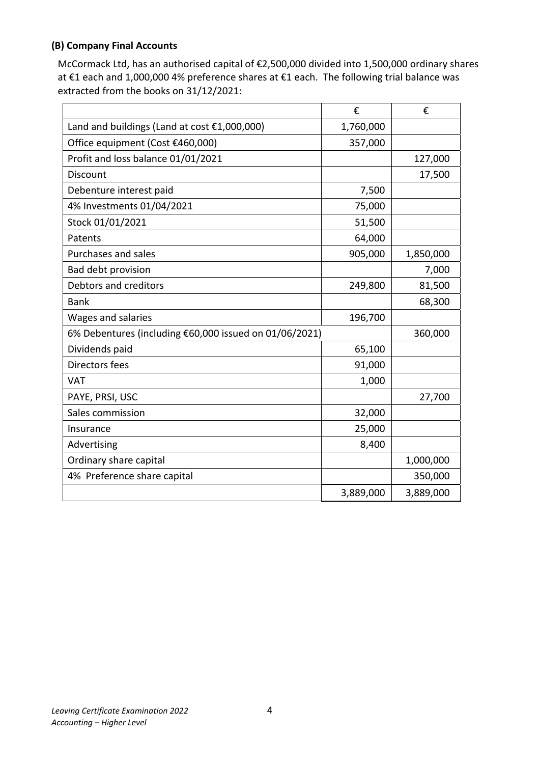### (B) Company Final Accounts

McCormack Ltd, has an authorised capital of €2,500,000 divided into 1,500,000 ordinary shares at €1 each and 1,000,000 4% preference shares at €1 each. The following trial balance was extracted from the books on 31/12/2021:

| | € | € |
|---|---|---|
| Land and buildings (Land at cost €1,000,000) | 1,760,000 | |
| Office equipment (Cost €460,000) | 357,000 | |
| Profit and loss balance 01/01/2021 | | 127,000 |
| Discount | | 17,500 |
| Debenture interest paid | 7,500 | |
| 4% Investments 01/04/2021 | 75,000 | |
| Stock 01/01/2021 | 51,500 | |
| Patents | 64,000 | |
| Purchases and sales | 905,000 | 1,850,000 |
| Bad debt provision | | 7,000 |
| Debtors and creditors | 249,800 | 81,500 |
| Bank | | 68,300 |
| Wages and salaries | 196,700 | |
| 6% Debentures (including €60,000 issued on 01/06/2021) | | 360,000 |
| Dividends paid | 65,100 | |
| Directors fees | 91,000 | |
| VAT | 1,000 | |
| PAYE, PRSI, USC | | 27,700 |
| Sales commission | 32,000 | |
| Insurance | 25,000 | |
| Advertising | 8,400 | |
| Ordinary share capital | | 1,000,000 |
| 4% Preference share capital | | 350,000 |
| | 3,889,000 | 3,889,000 |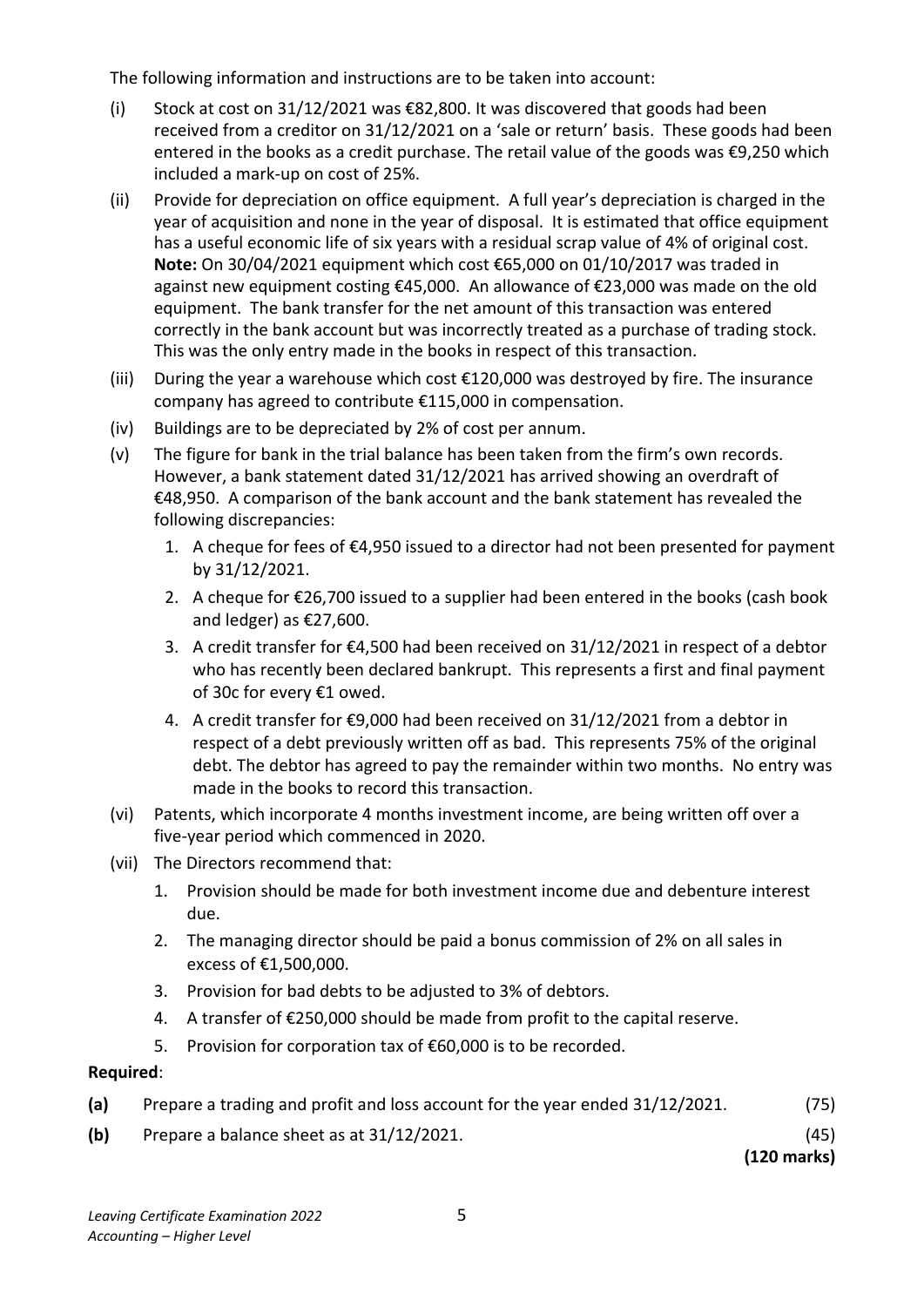The following information and instructions are to be taken into account:

(i) Stock at cost on 31/12/2021 was €82,800. It was discovered that goods had been received from a creditor on 31/12/2021 on a 'sale or return' basis. These goods had been entered in the books as a credit purchase. The retail value of the goods was €9,250 which included a mark-up on cost of 25%.

(ii) Provide for depreciation on office equipment. A full year's depreciation is charged in the year of acquisition and none in the year of disposal. It is estimated that office equipment has a useful economic life of six years with a residual scrap value of 4% of original cost. **Note:** On 30/04/2021 equipment which cost €65,000 on 01/10/2017 was traded in against new equipment costing €45,000. An allowance of €23,000 was made on the old equipment. The bank transfer for the net amount of this transaction was entered correctly in the bank account but was incorrectly treated as a purchase of trading stock. This was the only entry made in the books in respect of this transaction.

(iii) During the year a warehouse which cost €120,000 was destroyed by fire. The insurance company has agreed to contribute €115,000 in compensation.

(iv) Buildings are to be depreciated by 2% of cost per annum.

(v) The figure for bank in the trial balance has been taken from the firm's own records. However, a bank statement dated 31/12/2021 has arrived showing an overdraft of €48,950. A comparison of the bank account and the bank statement has revealed the following discrepancies:

1. A cheque for fees of €4,950 issued to a director had not been presented for payment by 31/12/2021.
2. A cheque for €26,700 issued to a supplier had been entered in the books (cash book and ledger) as €27,600.
3. A credit transfer for €4,500 had been received on 31/12/2021 in respect of a debtor who has recently been declared bankrupt. This represents a first and final payment of 30c for every €1 owed.
4. A credit transfer for €9,000 had been received on 31/12/2021 from a debtor in respect of a debt previously written off as bad. This represents 75% of the original debt. The debtor has agreed to pay the remainder within two months. No entry was made in the books to record this transaction.

(vi) Patents, which incorporate 4 months investment income, are being written off over a five-year period which commenced in 2020.

(vii) The Directors recommend that:

1. Provision should be made for both investment income due and debenture interest due.
2. The managing director should be paid a bonus commission of 2% on all sales in excess of €1,500,000.
3. Provision for bad debts to be adjusted to 3% of debtors.
4. A transfer of €250,000 should be made from profit to the capital reserve.
5. Provision for corporation tax of €60,000 is to be recorded.

**Required**:

**(a)** Prepare a trading and profit and loss account for the year ended 31/12/2021. (75)

**(b)** Prepare a balance sheet as at 31/12/2021. (45)

**(120 marks)**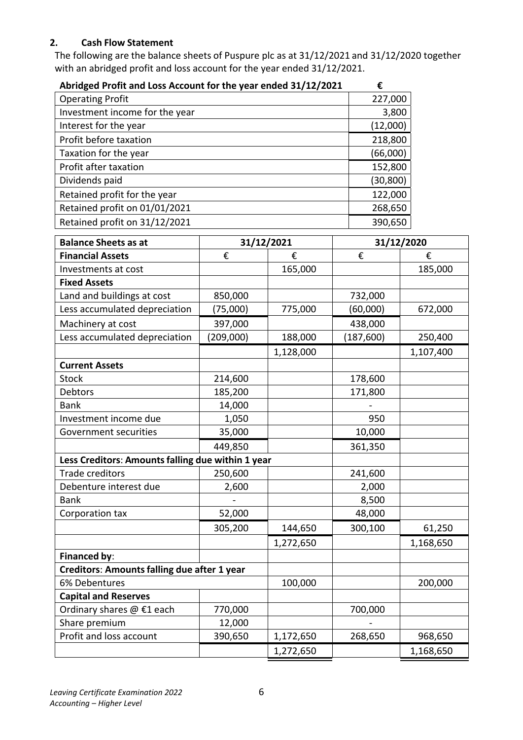## 2. Cash Flow Statement

The following are the balance sheets of Puspure plc as at 31/12/2021 and 31/12/2020 together with an abridged profit and loss account for the year ended 31/12/2021.

| Abridged Profit and Loss Account for the year ended 31/12/2021 | € |
|---|---|
| Operating Profit | 227,000 |
| Investment income for the year | 3,800 |
| Interest for the year | (12,000) |
| Profit before taxation | 218,800 |
| Taxation for the year | (66,000) |
| Profit after taxation | 152,800 |
| Dividends paid | (30,800) |
| Retained profit for the year | 122,000 |
| Retained profit on 01/01/2021 | 268,650 |
| Retained profit on 31/12/2021 | 390,650 |

| Balance Sheets as at | 31/12/2021 | | 31/12/2020 | |
|---|---|---|---|---|
| **Financial Assets** | € | € | € | € |
| Investments at cost | | 165,000 | | 185,000 |
| **Fixed Assets** | | | | |
| Land and buildings at cost | 850,000 | | 732,000 | |
| Less accumulated depreciation | (75,000) | 775,000 | (60,000) | 672,000 |
| Machinery at cost | 397,000 | | 438,000 | |
| Less accumulated depreciation | (209,000) | 188,000 | (187,600) | 250,400 |
| | | 1,128,000 | | 1,107,400 |
| **Current Assets** | | | | |
| Stock | 214,600 | | 178,600 | |
| Debtors | 185,200 | | 171,800 | |
| Bank | 14,000 | | - | |
| Investment income due | 1,050 | | 950 | |
| Government securities | 35,000 | | 10,000 | |
| | 449,850 | | 361,350 | |
| **Less Creditors: Amounts falling due within 1 year** | | | | |
| Trade creditors | 250,600 | | 241,600 | |
| Debenture interest due | 2,600 | | 2,000 | |
| Bank | - | | 8,500 | |
| Corporation tax | 52,000 | | 48,000 | |
| | 305,200 | 144,650 | 300,100 | 61,250 |
| | | 1,272,650 | | 1,168,650 |
| **Financed by**: | | | | |
| **Creditors: Amounts falling due after 1 year** | | | | |
| 6% Debentures | | 100,000 | | 200,000 |
| **Capital and Reserves** | | | | |
| Ordinary shares @ €1 each | 770,000 | | 700,000 | |
| Share premium | 12,000 | | - | |
| Profit and loss account | 390,650 | 1,172,650 | 268,650 | 968,650 |
| | | 1,272,650 | | 1,168,650 |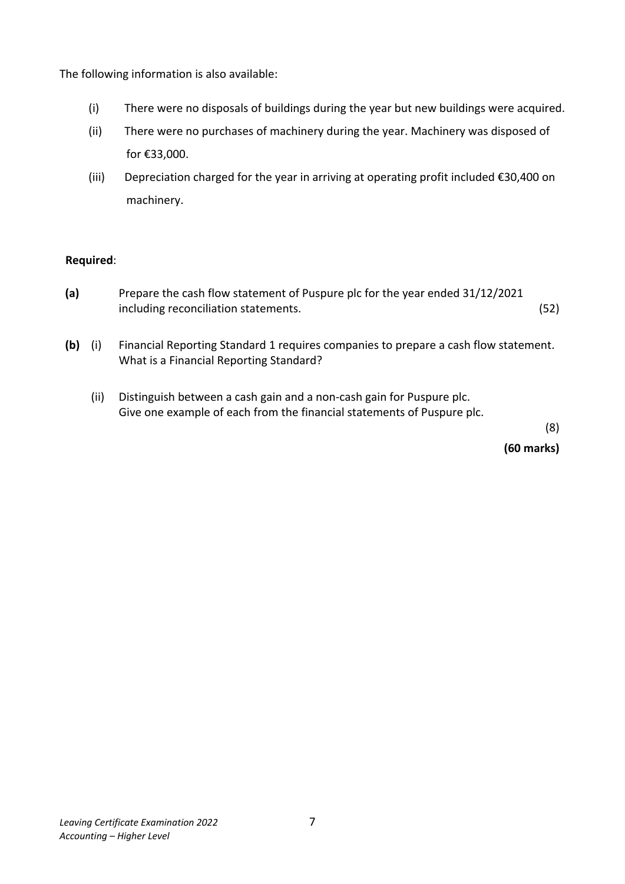The following information is also available:

(i) There were no disposals of buildings during the year but new buildings were acquired.

(ii) There were no purchases of machinery during the year. Machinery was disposed of for €33,000.

(iii) Depreciation charged for the year in arriving at operating profit included €30,400 on machinery.

**Required**:

**(a)** Prepare the cash flow statement of Puspure plc for the year ended 31/12/2021 including reconciliation statements. (52)

**(b)** (i) Financial Reporting Standard 1 requires companies to prepare a cash flow statement. What is a Financial Reporting Standard?

(ii) Distinguish between a cash gain and a non-cash gain for Puspure plc. Give one example of each from the financial statements of Puspure plc.

(8)

**(60 marks)**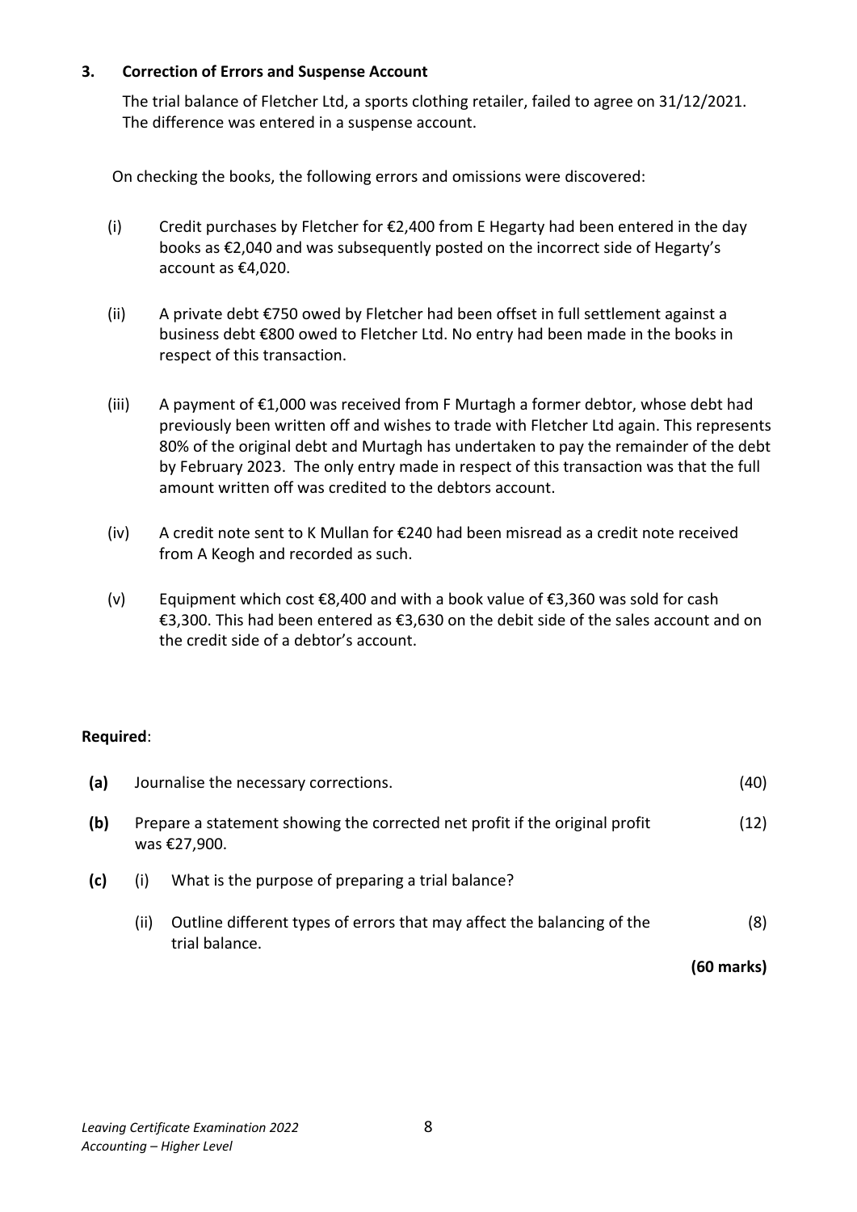### 3. Correction of Errors and Suspense Account

The trial balance of Fletcher Ltd, a sports clothing retailer, failed to agree on 31/12/2021. The difference was entered in a suspense account.

On checking the books, the following errors and omissions were discovered:

(i) Credit purchases by Fletcher for €2,400 from E Hegarty had been entered in the day books as €2,040 and was subsequently posted on the incorrect side of Hegarty's account as €4,020.

(ii) A private debt €750 owed by Fletcher had been offset in full settlement against a business debt €800 owed to Fletcher Ltd. No entry had been made in the books in respect of this transaction.

(iii) A payment of €1,000 was received from F Murtagh a former debtor, whose debt had previously been written off and wishes to trade with Fletcher Ltd again. This represents 80% of the original debt and Murtagh has undertaken to pay the remainder of the debt by February 2023. The only entry made in respect of this transaction was that the full amount written off was credited to the debtors account.

(iv) A credit note sent to K Mullan for €240 had been misread as a credit note received from A Keogh and recorded as such.

(v) Equipment which cost €8,400 and with a book value of €3,360 was sold for cash €3,300. This had been entered as €3,630 on the debit side of the sales account and on the credit side of a debtor's account.

**Required**:

| | | | |
|---|---|---|---|
| **(a)** | Journalise the necessary corrections. | | (40) |
| **(b)** | Prepare a statement showing the corrected net profit if the original profit was €27,900. | | (12) |
| **(c)** | (i) | What is the purpose of preparing a trial balance? | |
| | (ii) | Outline different types of errors that may affect the balancing of the trial balance. | (8) |

**(60 marks)**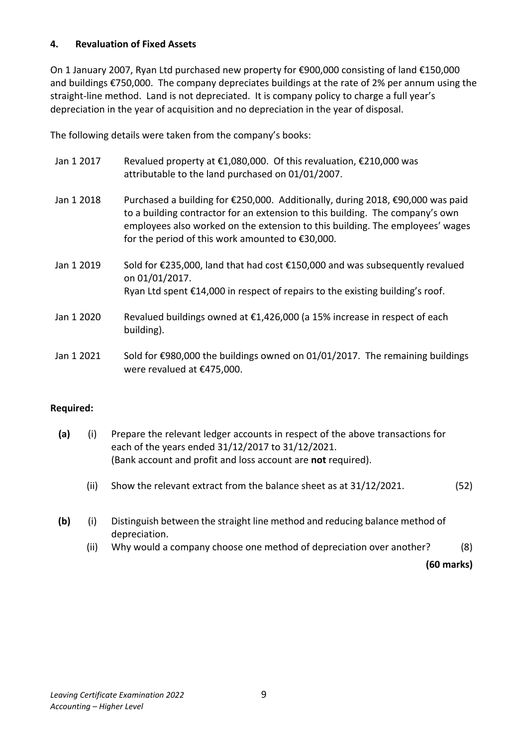### 4. Revaluation of Fixed Assets

On 1 January 2007, Ryan Ltd purchased new property for €900,000 consisting of land €150,000 and buildings €750,000. The company depreciates buildings at the rate of 2% per annum using the straight-line method. Land is not depreciated. It is company policy to charge a full year's depreciation in the year of acquisition and no depreciation in the year of disposal.

The following details were taken from the company's books:

| | |
|---|---|
| Jan 1 2017 | Revalued property at €1,080,000. Of this revaluation, €210,000 was attributable to the land purchased on 01/01/2007. |
| Jan 1 2018 | Purchased a building for €250,000. Additionally, during 2018, €90,000 was paid to a building contractor for an extension to this building. The company's own employees also worked on the extension to this building. The employees' wages for the period of this work amounted to €30,000. |
| Jan 1 2019 | Sold for €235,000, land that had cost €150,000 and was subsequently revalued on 01/01/2017.<br>Ryan Ltd spent €14,000 in respect of repairs to the existing building's roof. |
| Jan 1 2020 | Revalued buildings owned at €1,426,000 (a 15% increase in respect of each building). |
| Jan 1 2021 | Sold for €980,000 the buildings owned on 01/01/2017. The remaining buildings were revalued at €475,000. |

**Required:**

**(a)** (i) Prepare the relevant ledger accounts in respect of the above transactions for each of the years ended 31/12/2017 to 31/12/2021.
(Bank account and profit and loss account are **not** required).

(ii) Show the relevant extract from the balance sheet as at 31/12/2021. (52)

**(b)** (i) Distinguish between the straight line method and reducing balance method of depreciation.

(ii) Why would a company choose one method of depreciation over another? (8)

**(60 marks)**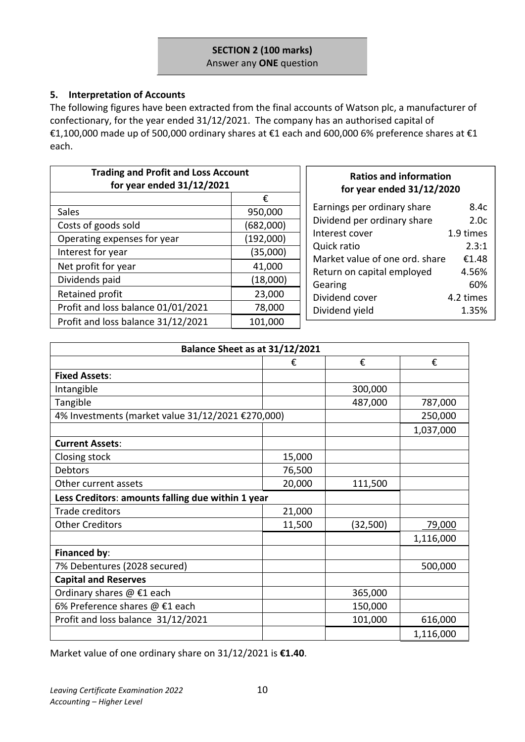**SECTION 2 (100 marks)**
Answer any **ONE** question

### 5. Interpretation of Accounts

The following figures have been extracted from the final accounts of Watson plc, a manufacturer of confectionary, for the year ended 31/12/2021. The company has an authorised capital of €1,100,000 made up of 500,000 ordinary shares at €1 each and 600,000 6% preference shares at €1 each.

| **Trading and Profit and Loss Account for year ended 31/12/2021** | |
|---|---|
| | € |
| Sales | 950,000 |
| Costs of goods sold | (682,000) |
| Operating expenses for year | (192,000) |
| Interest for year | (35,000) |
| Net profit for year | 41,000 |
| Dividends paid | (18,000) |
| Retained profit | 23,000 |
| Profit and loss balance 01/01/2021 | 78,000 |
| Profit and loss balance 31/12/2021 | 101,000 |

| **Ratios and information for year ended 31/12/2020** | |
|---|---|
| Earnings per ordinary share | 8.4c |
| Dividend per ordinary share | 2.0c |
| Interest cover | 1.9 times |
| Quick ratio | 2.3:1 |
| Market value of one ord. share | €1.48 |
| Return on capital employed | 4.56% |
| Gearing | 60% |
| Dividend cover | 4.2 times |
| Dividend yield | 1.35% |

| **Balance Sheet as at 31/12/2021** | | | |
|---|---|---|---|
| | € | € | € |
| **Fixed Assets**: | | | |
| Intangible | | 300,000 | |
| Tangible | | 487,000 | 787,000 |
| 4% Investments (market value 31/12/2021 €270,000) | | | 250,000 |
| | | | 1,037,000 |
| **Current Assets**: | | | |
| Closing stock | 15,000 | | |
| Debtors | 76,500 | | |
| Other current assets | 20,000 | 111,500 | |
| **Less Creditors**: **amounts falling due within 1 year** | | | |
| Trade creditors | 21,000 | | |
| Other Creditors | 11,500 | (32,500) | 79,000 |
| | | | 1,116,000 |
| **Financed by**: | | | |
| 7% Debentures (2028 secured) | | | 500,000 |
| **Capital and Reserves** | | | |
| Ordinary shares @ €1 each | | 365,000 | |
| 6% Preference shares @ €1 each | | 150,000 | |
| Profit and loss balance 31/12/2021 | | 101,000 | 616,000 |
| | | | 1,116,000 |

Market value of one ordinary share on 31/12/2021 is **€1.40**.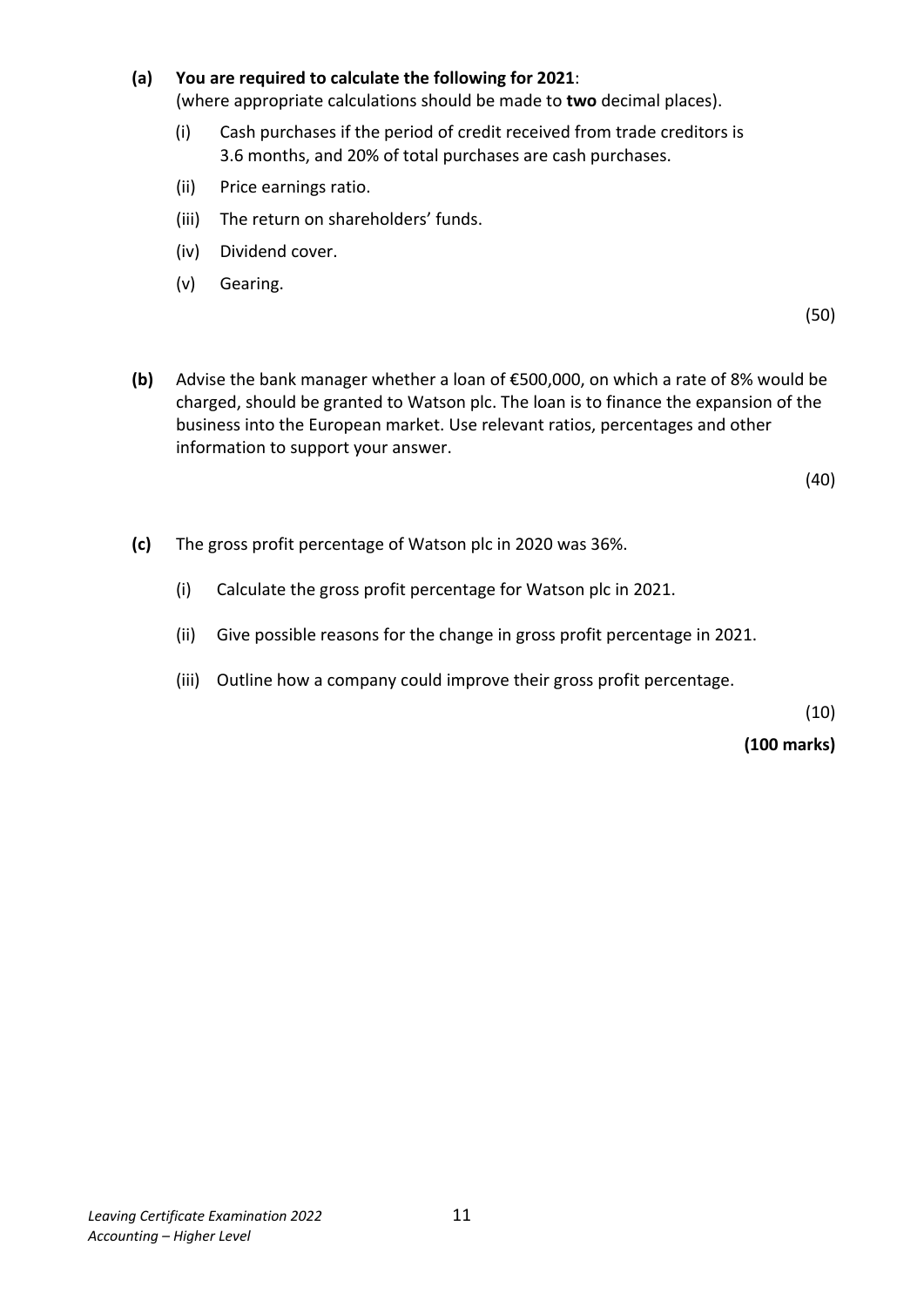**(a)** **You are required to calculate the following for 2021**:
(where appropriate calculations should be made to **two** decimal places).

(i) Cash purchases if the period of credit received from trade creditors is 3.6 months, and 20% of total purchases are cash purchases.

(ii) Price earnings ratio.

(iii) The return on shareholders' funds.

(iv) Dividend cover.

(v) Gearing.

(50)

**(b)** Advise the bank manager whether a loan of €500,000, on which a rate of 8% would be charged, should be granted to Watson plc. The loan is to finance the expansion of the business into the European market. Use relevant ratios, percentages and other information to support your answer.

(40)

**(c)** The gross profit percentage of Watson plc in 2020 was 36%.

(i) Calculate the gross profit percentage for Watson plc in 2021.

(ii) Give possible reasons for the change in gross profit percentage in 2021.

(iii) Outline how a company could improve their gross profit percentage.

(10)

**(100 marks)**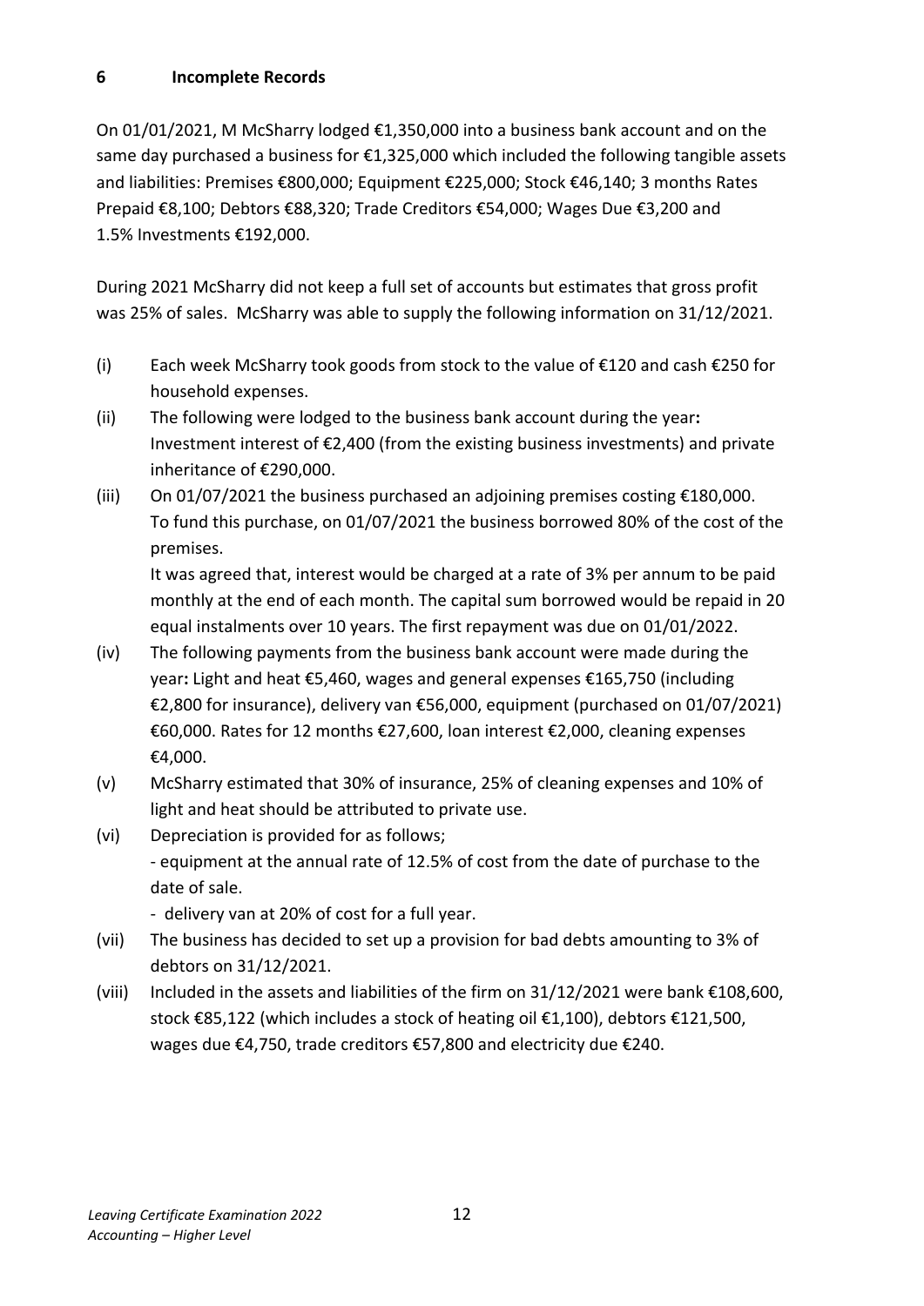## 6 Incomplete Records

On 01/01/2021, M McSharry lodged €1,350,000 into a business bank account and on the same day purchased a business for €1,325,000 which included the following tangible assets and liabilities: Premises €800,000; Equipment €225,000; Stock €46,140; 3 months Rates Prepaid €8,100; Debtors €88,320; Trade Creditors €54,000; Wages Due €3,200 and 1.5% Investments €192,000.

During 2021 McSharry did not keep a full set of accounts but estimates that gross profit was 25% of sales. McSharry was able to supply the following information on 31/12/2021.

(i) Each week McSharry took goods from stock to the value of €120 and cash €250 for household expenses.

(ii) The following were lodged to the business bank account during the year**:** Investment interest of €2,400 (from the existing business investments) and private inheritance of €290,000.

(iii) On 01/07/2021 the business purchased an adjoining premises costing €180,000. To fund this purchase, on 01/07/2021 the business borrowed 80% of the cost of the premises.

It was agreed that, interest would be charged at a rate of 3% per annum to be paid monthly at the end of each month. The capital sum borrowed would be repaid in 20 equal instalments over 10 years. The first repayment was due on 01/01/2022.

(iv) The following payments from the business bank account were made during the year**:** Light and heat €5,460, wages and general expenses €165,750 (including €2,800 for insurance), delivery van €56,000, equipment (purchased on 01/07/2021) €60,000. Rates for 12 months €27,600, loan interest €2,000, cleaning expenses €4,000.

(v) McSharry estimated that 30% of insurance, 25% of cleaning expenses and 10% of light and heat should be attributed to private use.

(vi) Depreciation is provided for as follows;
- equipment at the annual rate of 12.5% of cost from the date of purchase to the date of sale.
- delivery van at 20% of cost for a full year.

(vii) The business has decided to set up a provision for bad debts amounting to 3% of debtors on 31/12/2021.

(viii) Included in the assets and liabilities of the firm on 31/12/2021 were bank €108,600, stock €85,122 (which includes a stock of heating oil €1,100), debtors €121,500, wages due €4,750, trade creditors €57,800 and electricity due €240.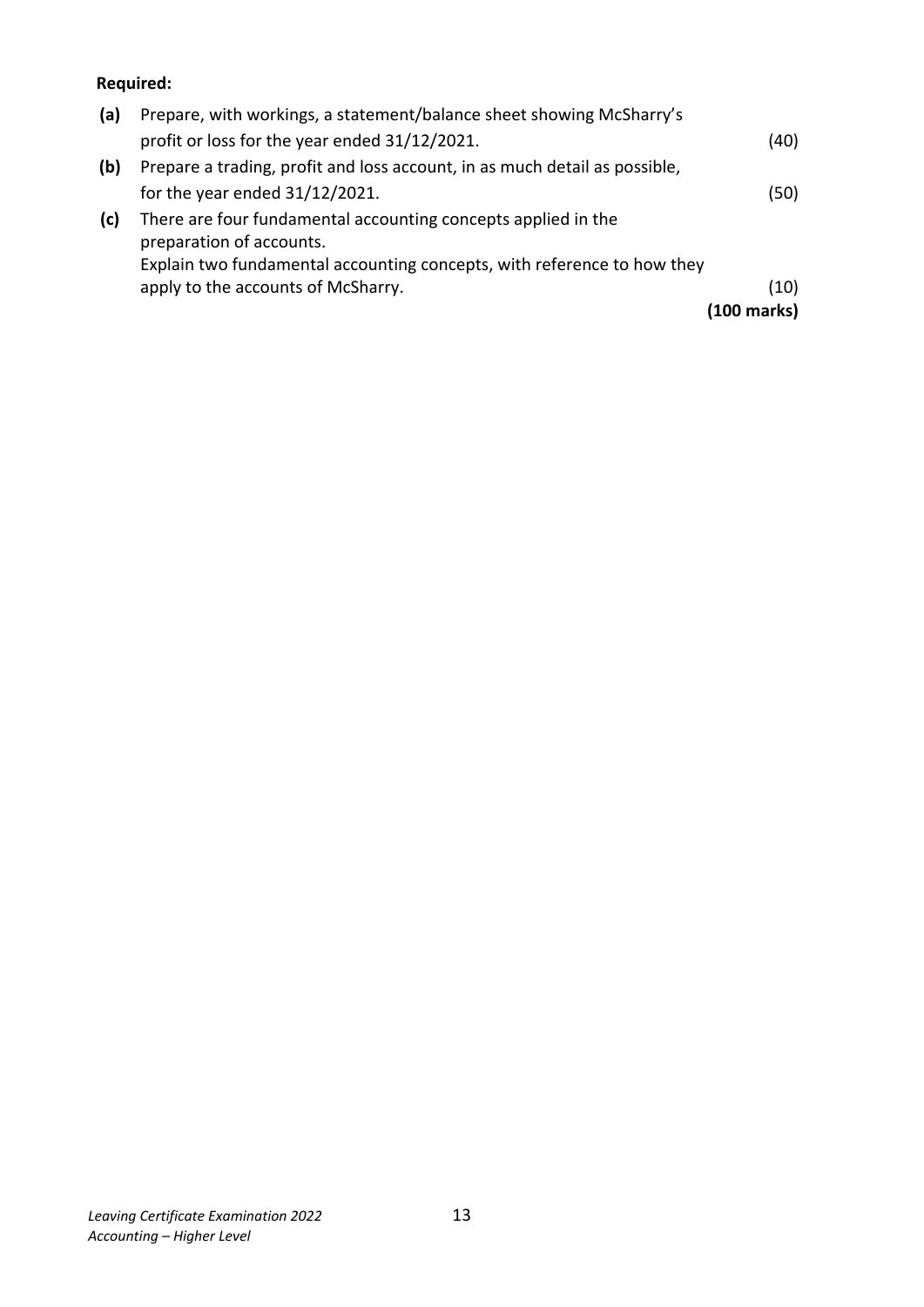**Required:**

**(a)** Prepare, with workings, a statement/balance sheet showing McSharry's profit or loss for the year ended 31/12/2021. (40)

**(b)** Prepare a trading, profit and loss account, in as much detail as possible, for the year ended 31/12/2021. (50)

**(c)** There are four fundamental accounting concepts applied in the preparation of accounts.
Explain two fundamental accounting concepts, with reference to how they apply to the accounts of McSharry. (10)

**(100 marks)**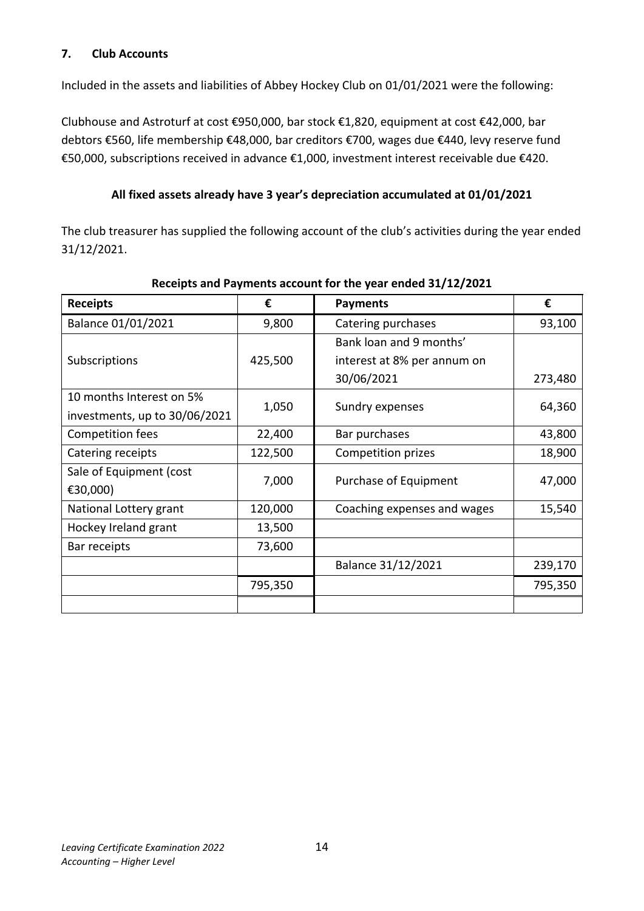## 7. Club Accounts

Included in the assets and liabilities of Abbey Hockey Club on 01/01/2021 were the following:

Clubhouse and Astroturf at cost €950,000, bar stock €1,820, equipment at cost €42,000, bar debtors €560, life membership €48,000, bar creditors €700, wages due €440, levy reserve fund €50,000, subscriptions received in advance €1,000, investment interest receivable due €420.

**All fixed assets already have 3 year's depreciation accumulated at 01/01/2021**

The club treasurer has supplied the following account of the club's activities during the year ended 31/12/2021.

**Receipts and Payments account for the year ended 31/12/2021**

| Receipts | € | Payments | € |
|---|---|---|---|
| Balance 01/01/2021 | 9,800 | Catering purchases | 93,100 |
| Subscriptions | 425,500 | Bank loan and 9 months' interest at 8% per annum on 30/06/2021 | 273,480 |
| 10 months Interest on 5% investments, up to 30/06/2021 | 1,050 | Sundry expenses | 64,360 |
| Competition fees | 22,400 | Bar purchases | 43,800 |
| Catering receipts | 122,500 | Competition prizes | 18,900 |
| Sale of Equipment (cost €30,000) | 7,000 | Purchase of Equipment | 47,000 |
| National Lottery grant | 120,000 | Coaching expenses and wages | 15,540 |
| Hockey Ireland grant | 13,500 | | |
| Bar receipts | 73,600 | | |
| | | Balance 31/12/2021 | 239,170 |
| | 795,350 | | 795,350 |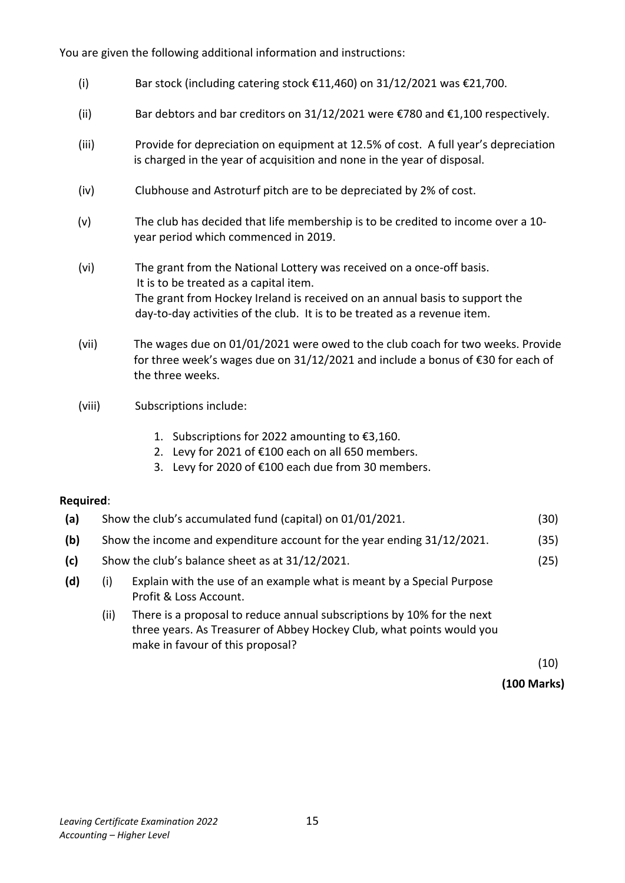You are given the following additional information and instructions:

(i) Bar stock (including catering stock €11,460) on 31/12/2021 was €21,700.

(ii) Bar debtors and bar creditors on 31/12/2021 were €780 and €1,100 respectively.

(iii) Provide for depreciation on equipment at 12.5% of cost. A full year's depreciation is charged in the year of acquisition and none in the year of disposal.

(iv) Clubhouse and Astroturf pitch are to be depreciated by 2% of cost.

(v) The club has decided that life membership is to be credited to income over a 10-year period which commenced in 2019.

(vi) The grant from the National Lottery was received on a once-off basis. It is to be treated as a capital item. The grant from Hockey Ireland is received on an annual basis to support the day-to-day activities of the club. It is to be treated as a revenue item.

(vii) The wages due on 01/01/2021 were owed to the club coach for two weeks. Provide for three week's wages due on 31/12/2021 and include a bonus of €30 for each of the three weeks.

(viii) Subscriptions include:

1. Subscriptions for 2022 amounting to €3,160.
2. Levy for 2021 of €100 each on all 650 members.
3. Levy for 2020 of €100 each due from 30 members.

**Required**:

| | | |
|---|---|---|
| **(a)** | Show the club's accumulated fund (capital) on 01/01/2021. | (30) |
| **(b)** | Show the income and expenditure account for the year ending 31/12/2021. | (35) |
| **(c)** | Show the club's balance sheet as at 31/12/2021. | (25) |

**(d)** (i) Explain with the use of an example what is meant by a Special Purpose Profit & Loss Account.

(ii) There is a proposal to reduce annual subscriptions by 10% for the next three years. As Treasurer of Abbey Hockey Club, what points would you make in favour of this proposal?

(10)

**(100 Marks)**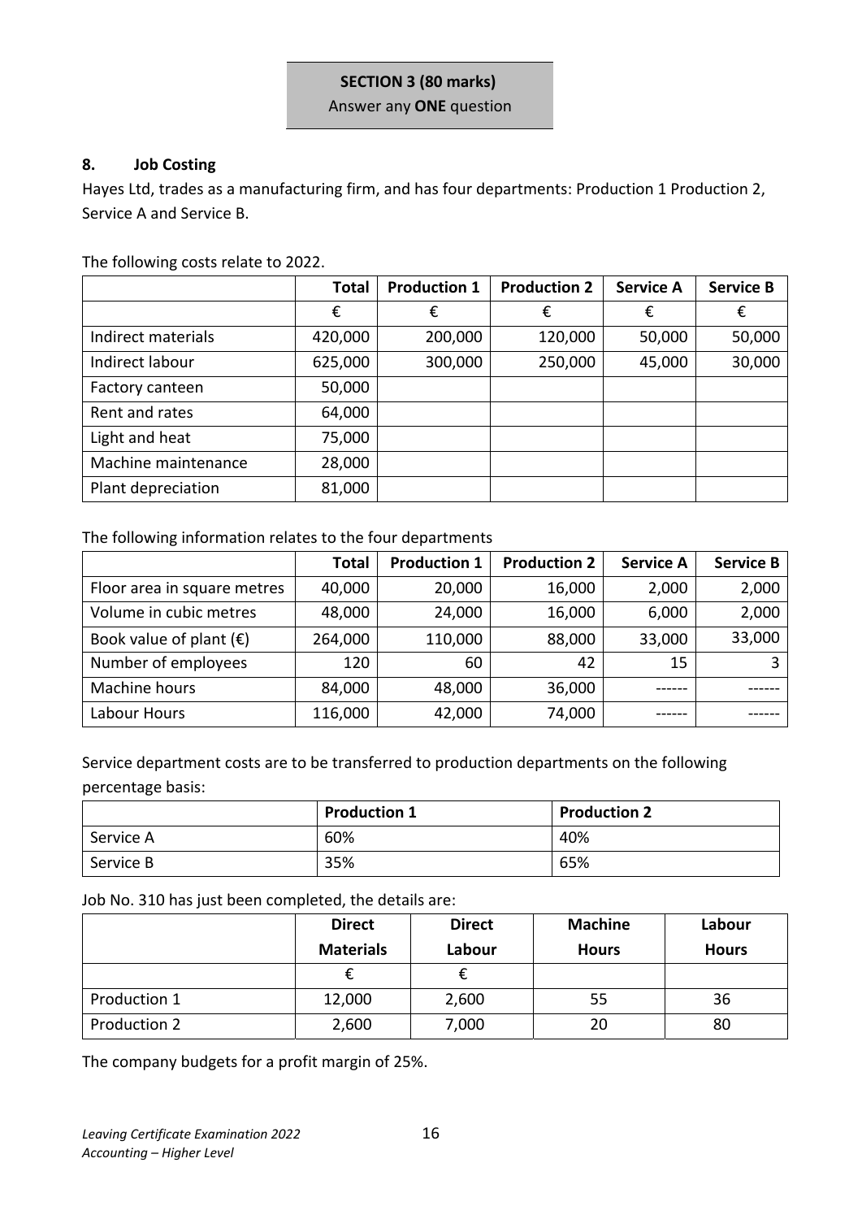**SECTION 3 (80 marks)**
Answer any **ONE** question

## 8. Job Costing

Hayes Ltd, trades as a manufacturing firm, and has four departments: Production 1 Production 2, Service A and Service B.

The following costs relate to 2022.

| | Total | Production 1 | Production 2 | Service A | Service B |
|---|---|---|---|---|---|
| | € | € | € | € | € |
| Indirect materials | 420,000 | 200,000 | 120,000 | 50,000 | 50,000 |
| Indirect labour | 625,000 | 300,000 | 250,000 | 45,000 | 30,000 |
| Factory canteen | 50,000 | | | | |
| Rent and rates | 64,000 | | | | |
| Light and heat | 75,000 | | | | |
| Machine maintenance | 28,000 | | | | |
| Plant depreciation | 81,000 | | | | |

The following information relates to the four departments

| | Total | Production 1 | Production 2 | Service A | Service B |
|---|---|---|---|---|---|
| Floor area in square metres | 40,000 | 20,000 | 16,000 | 2,000 | 2,000 |
| Volume in cubic metres | 48,000 | 24,000 | 16,000 | 6,000 | 2,000 |
| Book value of plant (€) | 264,000 | 110,000 | 88,000 | 33,000 | 33,000 |
| Number of employees | 120 | 60 | 42 | 15 | 3 |
| Machine hours | 84,000 | 48,000 | 36,000 | ------ | ------ |
| Labour Hours | 116,000 | 42,000 | 74,000 | ------ | ------ |

Service department costs are to be transferred to production departments on the following percentage basis:

| | Production 1 | Production 2 |
|---|---|---|
| Service A | 60% | 40% |
| Service B | 35% | 65% |

Job No. 310 has just been completed, the details are:

| | Direct Materials | Direct Labour | Machine Hours | Labour Hours |
|---|---|---|---|---|
| | € | € | | |
| Production 1 | 12,000 | 2,600 | 55 | 36 |
| Production 2 | 2,600 | 7,000 | 20 | 80 |

The company budgets for a profit margin of 25%.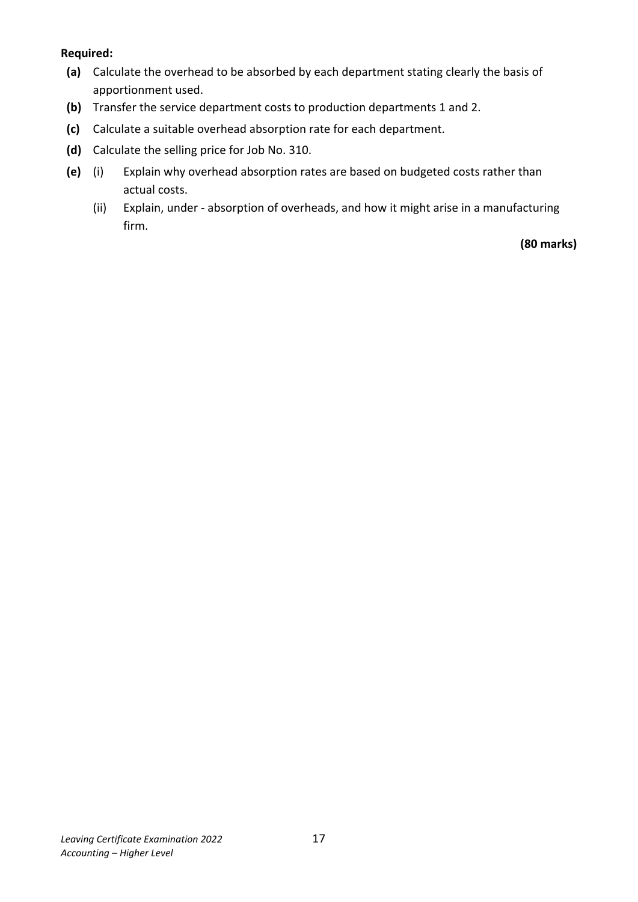**Required:**

**(a)** Calculate the overhead to be absorbed by each department stating clearly the basis of apportionment used.

**(b)** Transfer the service department costs to production departments 1 and 2.

**(c)** Calculate a suitable overhead absorption rate for each department.

**(d)** Calculate the selling price for Job No. 310.

**(e)** (i) Explain why overhead absorption rates are based on budgeted costs rather than actual costs.

(ii) Explain, under - absorption of overheads, and how it might arise in a manufacturing firm.

**(80 marks)**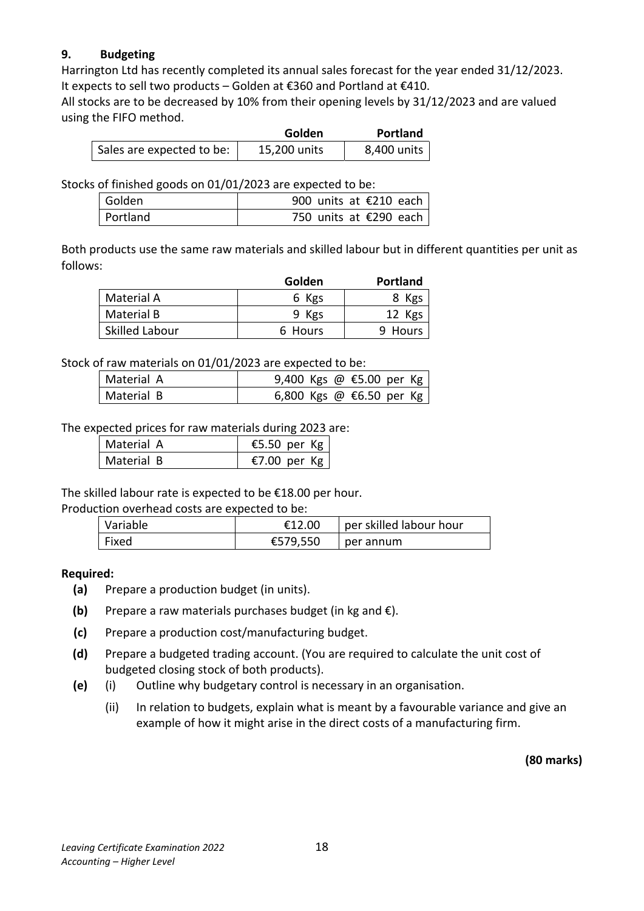### 9. Budgeting

Harrington Ltd has recently completed its annual sales forecast for the year ended 31/12/2023. It expects to sell two products – Golden at €360 and Portland at €410.
All stocks are to be decreased by 10% from their opening levels by 31/12/2023 and are valued using the FIFO method.

| | **Golden** | **Portland** |
|---|---|---|
| Sales are expected to be: | 15,200 units | 8,400 units |

Stocks of finished goods on 01/01/2023 are expected to be:

| | |
|---|---|
| Golden | 900 units at €210 each |
| Portland | 750 units at €290 each |

Both products use the same raw materials and skilled labour but in different quantities per unit as follows:

| | **Golden** | **Portland** |
|---|---|---|
| Material A | 6 Kgs | 8 Kgs |
| Material B | 9 Kgs | 12 Kgs |
| Skilled Labour | 6 Hours | 9 Hours |

Stock of raw materials on 01/01/2023 are expected to be:

| | |
|---|---|
| Material A | 9,400 Kgs @ €5.00 per Kg |
| Material B | 6,800 Kgs @ €6.50 per Kg |

The expected prices for raw materials during 2023 are:

| | |
|---|---|
| Material A | €5.50 per Kg |
| Material B | €7.00 per Kg |

The skilled labour rate is expected to be €18.00 per hour.
Production overhead costs are expected to be:

| | | |
|---|---|---|
| Variable | €12.00 | per skilled labour hour |
| Fixed | €579,550 | per annum |

**Required:**

**(a)** Prepare a production budget (in units).

**(b)** Prepare a raw materials purchases budget (in kg and €).

**(c)** Prepare a production cost/manufacturing budget.

**(d)** Prepare a budgeted trading account. (You are required to calculate the unit cost of budgeted closing stock of both products).

**(e)** (i) Outline why budgetary control is necessary in an organisation.

(ii) In relation to budgets, explain what is meant by a favourable variance and give an example of how it might arise in the direct costs of a manufacturing firm.

**(80 marks)**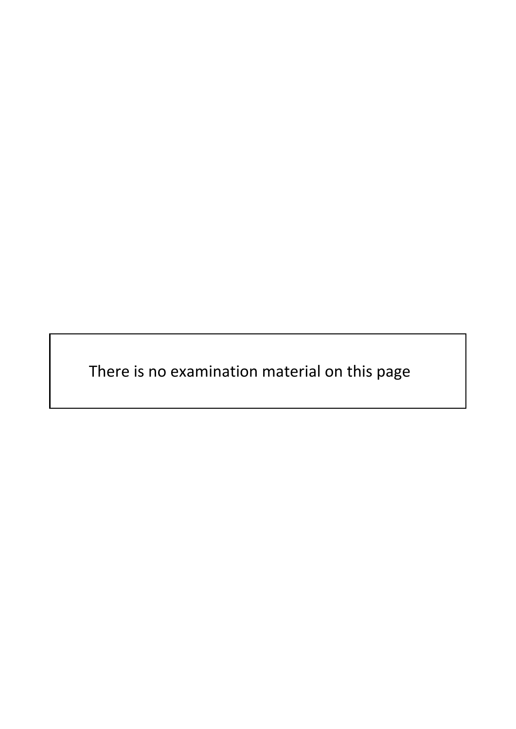There is no examination material on this page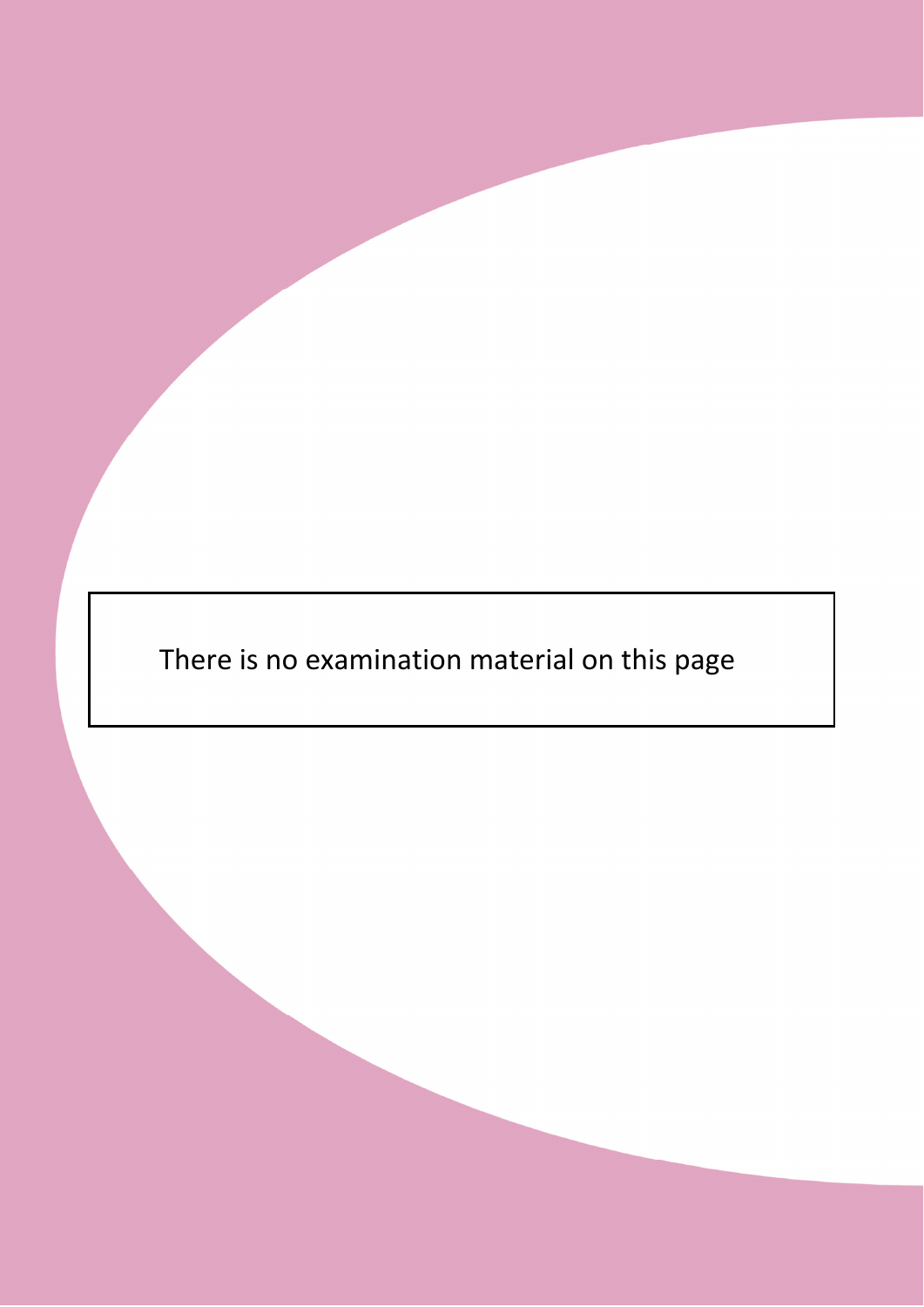There is no examination material on this page